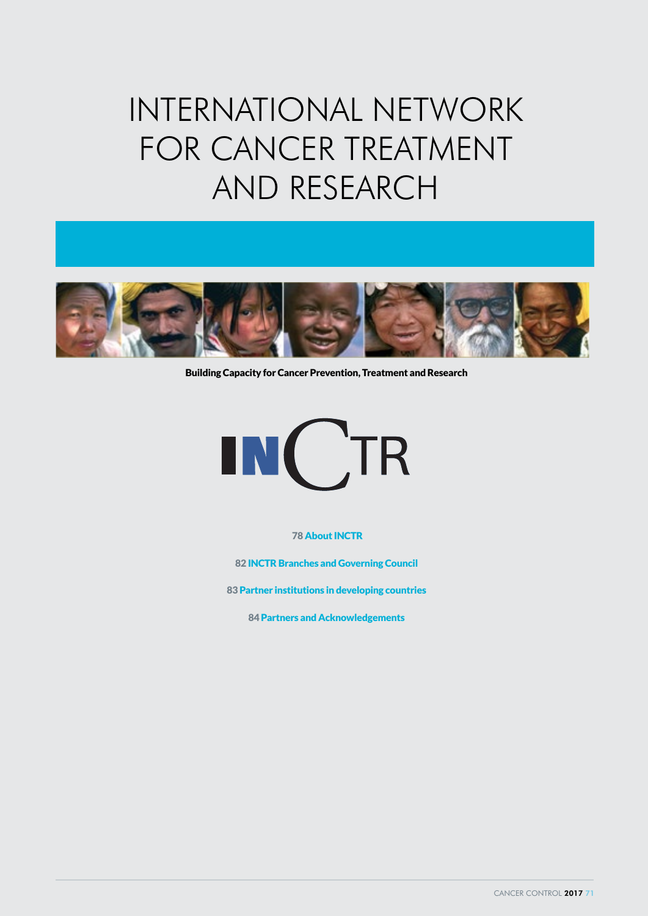# INTERNATIONAL NETWORK FOR CANCER TREATMENT AND RESEARCH

**Building Capacity for Cancer Prevention, Treatment and Research**

INCTR

78 About INCTR

82 INCTR Branches and Governing Council

83 Partner institutions in developing countries

84 Partners and Acknowledgements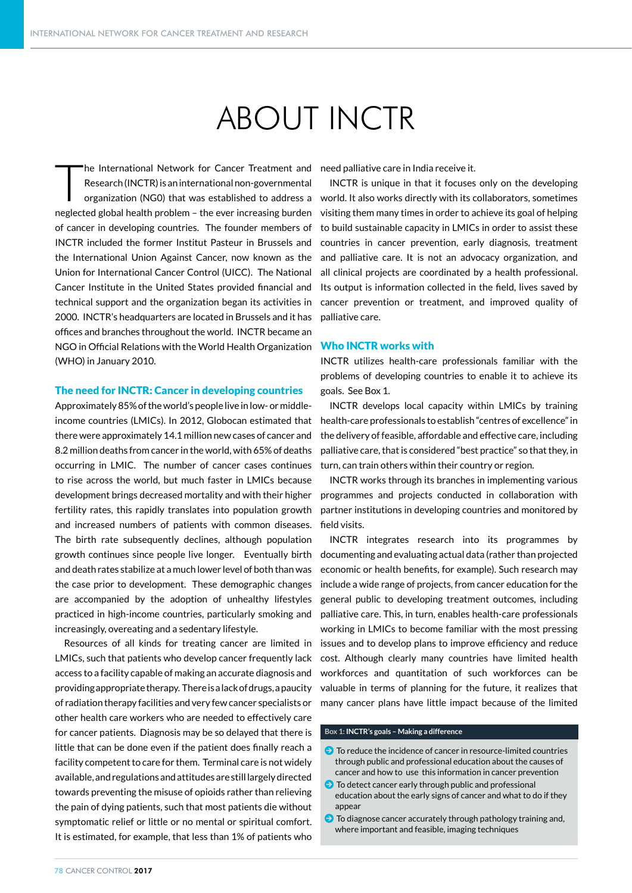# ABOUT INCTR

The International Network for Cancer Treatment and Research (INCTR) is an international non-governmental organization (NG0) that was established to address a neglected global health problem – the ever increasing burden of cancer in developing countries. The founder members of INCTR included the former Institut Pasteur in Brussels and the International Union Against Cancer, now known as the Union for International Cancer Control (UICC). The National Cancer Institute in the United States provided financial and technical support and the organization began its activities in 2000. INCTR's headquarters are located in Brussels and it has offices and branches throughout the world. INCTR became an NGO in Official Relations with the World Health Organization (WHO) in January 2010.

## The need for INCTR: Cancer in developing countries

Approximately 85% of the world's people live in low- or middle-income countries (LMICs). In 2012, Globocan estimated that there were approximately 14.1 million new cases of cancer and 8.2 million deaths from cancer in the world, with 65% of deaths occurring in LMIC. The number of cancer cases continues to rise across the world, but much faster in LMICs because development brings decreased mortality and with their higher fertility rates, this rapidly translates into population growth and increased numbers of patients with common diseases. The birth rate subsequently declines, although population growth continues since people live longer. Eventually birth and death rates stabilize at a much lower level of both than was the case prior to development. These demographic changes are accompanied by the adoption of unhealthy lifestyles practiced in high-income countries, particularly smoking and increasingly, overeating and a sedentary lifestyle.

Resources of all kinds for treating cancer are limited in LMICs, such that patients who develop cancer frequently lack access to a facility capable of making an accurate diagnosis and providing appropriate therapy. There is a lack of drugs, a paucity of radiation therapy facilities and very few cancer specialists or other health care workers who are needed to effectively care for cancer patients. Diagnosis may be so delayed that there is little that can be done even if the patient does finally reach a facility competent to care for them. Terminal care is not widely available, and regulations and attitudes are still largely directed towards preventing the misuse of opioids rather than relieving the pain of dying patients, such that most patients die without symptomatic relief or little or no mental or spiritual comfort. It is estimated, for example, that less than 1% of patients who need palliative care in India receive it.

INCTR is unique in that it focuses only on the developing world. It also works directly with its collaborators, sometimes visiting them many times in order to achieve its goal of helping to build sustainable capacity in LMICs in order to assist these countries in cancer prevention, early diagnosis, treatment and palliative care. It is not an advocacy organization, and all clinical projects are coordinated by a health professional. Its output is information collected in the field, lives saved by cancer prevention or treatment, and improved quality of palliative care.

## Who INCTR works with

INCTR utilizes health-care professionals familiar with the problems of developing countries to enable it to achieve its goals. See Box 1.

INCTR develops local capacity within LMICs by training health-care professionals to establish "centres of excellence" in the delivery of feasible, affordable and effective care, including palliative care, that is considered "best practice" so that they, in turn, can train others within their country or region.

INCTR works through its branches in implementing various programmes and projects conducted in collaboration with partner institutions in developing countries and monitored by field visits.

INCTR integrates research into its programmes by documenting and evaluating actual data (rather than projected economic or health benefits, for example). Such research may include a wide range of projects, from cancer education for the general public to developing treatment outcomes, including palliative care. This, in turn, enables health-care professionals working in LMICs to become familiar with the most pressing issues and to develop plans to improve efficiency and reduce cost. Although clearly many countries have limited health workforces and quantitation of such workforces can be valuable in terms of planning for the future, it realizes that many cancer plans have little impact because of the limited

**Box 1: INCTR's goals – Making a difference**

- To reduce the incidence of cancer in resource-limited countries through public and professional education about the causes of cancer and how to use this information in cancer prevention
- To detect cancer early through public and professional education about the early signs of cancer and what to do if they appear
- To diagnose cancer accurately through pathology training and, where important and feasible, imaging techniques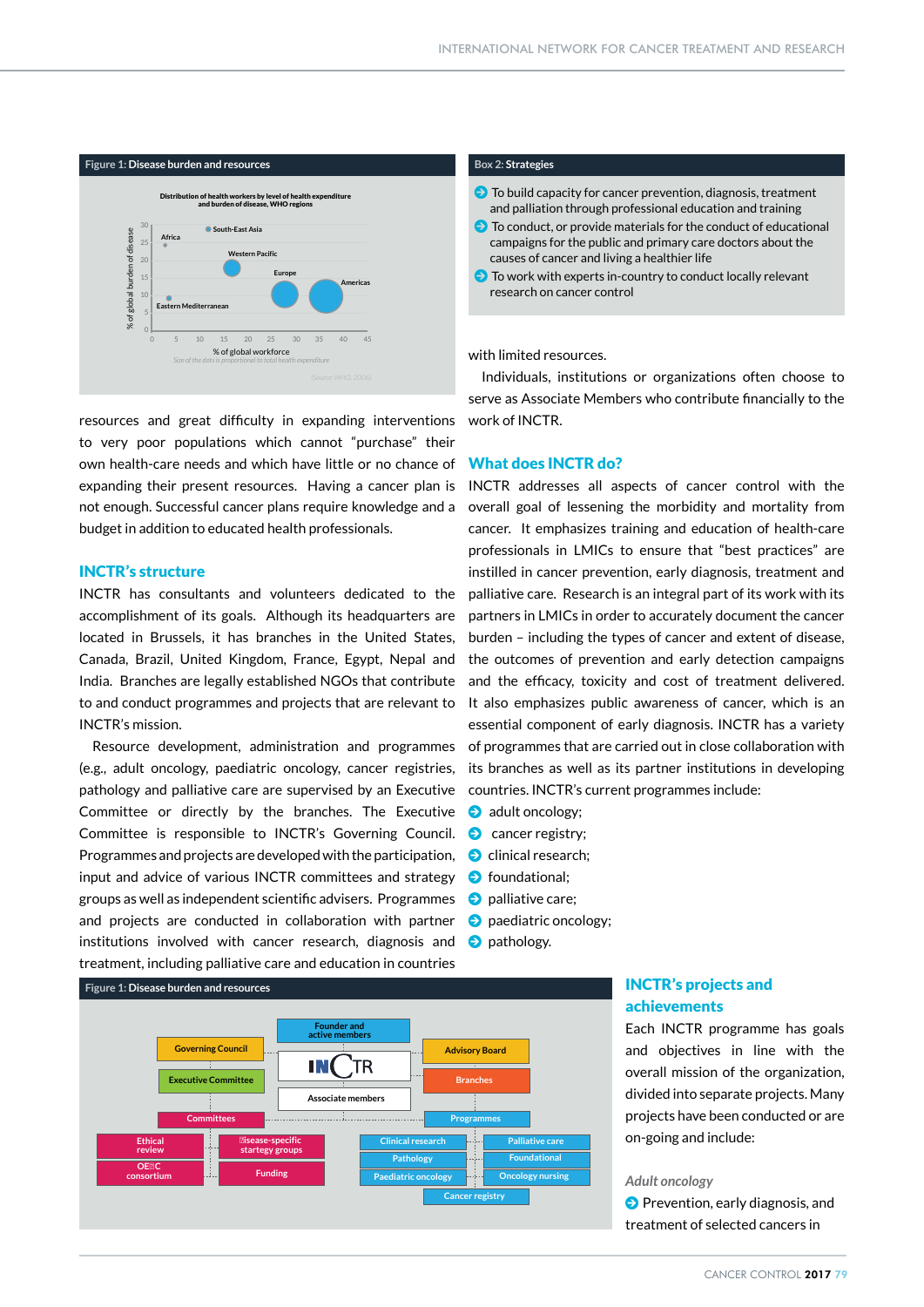**Figure 1:** Disease burden and resources

Distribution of health workers by level of health expenditure and burden of disease, WHO regions

Size of the dots is proportional to total health expenditure

(Source: WHO, 2006)

**Box 2:** Strategies

- To build capacity for cancer prevention, diagnosis, treatment and palliation through professional education and training
- To conduct, or provide materials for the conduct of educational campaigns for the public and primary care doctors about the causes of cancer and living a healthier life
- To work with experts in-country to conduct locally relevant research on cancer control

resources and great difficulty in expanding interventions to very poor populations which cannot "purchase" their own health-care needs and which have little or no chance of expanding their present resources. Having a cancer plan is not enough. Successful cancer plans require knowledge and a budget in addition to educated health professionals.

## INCTR's structure

INCTR has consultants and volunteers dedicated to the accomplishment of its goals. Although its headquarters are located in Brussels, it has branches in the United States, Canada, Brazil, United Kingdom, France, Egypt, Nepal and India. Branches are legally established NGOs that contribute to and conduct programmes and projects that are relevant to INCTR's mission.

Resource development, administration and programmes (e.g., adult oncology, paediatric oncology, cancer registries, pathology and palliative care are supervised by an Executive Committee or directly by the branches. The Executive Committee is responsible to INCTR's Governing Council. Programmes and projects are developed with the participation, input and advice of various INCTR committees and strategy groups as well as independent scientific advisers. Programmes and projects are conducted in collaboration with partner institutions involved with cancer research, diagnosis and treatment, including palliative care and education in countries with limited resources.

Individuals, institutions or organizations often choose to serve as Associate Members who contribute financially to the work of INCTR.

## What does INCTR do?

INCTR addresses all aspects of cancer control with the overall goal of lessening the morbidity and mortality from cancer. It emphasizes training and education of health-care professionals in LMICs to ensure that "best practices" are instilled in cancer prevention, early diagnosis, treatment and palliative care. Research is an integral part of its work with its partners in LMICs in order to accurately document the cancer burden – including the types of cancer and extent of disease, the outcomes of prevention and early detection campaigns and the efficacy, toxicity and cost of treatment delivered. It also emphasizes public awareness of cancer, which is an essential component of early diagnosis. INCTR has a variety of programmes that are carried out in close collaboration with its branches as well as its partner institutions in developing countries. INCTR's current programmes include:

- adult oncology;
- cancer registry;
- clinical research;
- foundational;
- palliative care;
- paediatric oncology;
- pathology.

**Figure 1:** Disease burden and resources

## INCTR's projects and achievements

Each INCTR programme has goals and objectives in line with the overall mission of the organization, divided into separate projects. Many projects have been conducted or are on-going and include:

*Adult oncology*

- Prevention, early diagnosis, and treatment of selected cancers in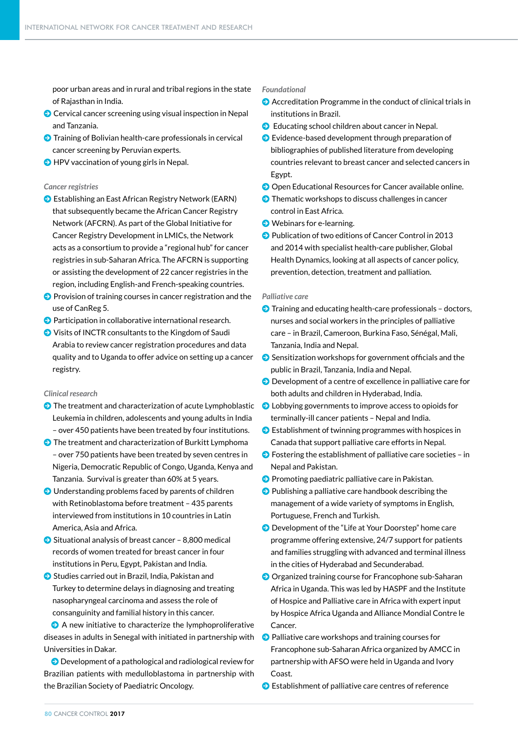poor urban areas and in rural and tribal regions in the state of Rajasthan in India.

- Cervical cancer screening using visual inspection in Nepal and Tanzania.
- Training of Bolivian health-care professionals in cervical cancer screening by Peruvian experts.
- HPV vaccination of young girls in Nepal.

*Cancer registries*

- Establishing an East African Registry Network (EARN) that subsequently became the African Cancer Registry Network (AFCRN). As part of the Global Initiative for Cancer Registry Development in LMICs, the Network acts as a consortium to provide a "regional hub" for cancer registries in sub-Saharan Africa. The AFCRN is supporting or assisting the development of 22 cancer registries in the region, including English-and French-speaking countries.
- Provision of training courses in cancer registration and the use of CanReg 5.
- Participation in collaborative international research.
- Visits of INCTR consultants to the Kingdom of Saudi Arabia to review cancer registration procedures and data quality and to Uganda to offer advice on setting up a cancer registry.

*Clinical research*

- The treatment and characterization of acute Lymphoblastic Leukemia in children, adolescents and young adults in India – over 450 patients have been treated by four institutions.
- The treatment and characterization of Burkitt Lymphoma – over 750 patients have been treated by seven centres in Nigeria, Democratic Republic of Congo, Uganda, Kenya and Tanzania. Survival is greater than 60% at 5 years.
- Understanding problems faced by parents of children with Retinoblastoma before treatment – 435 parents interviewed from institutions in 10 countries in Latin America, Asia and Africa.
- Situational analysis of breast cancer – 8,800 medical records of women treated for breast cancer in four institutions in Peru, Egypt, Pakistan and India.
- Studies carried out in Brazil, India, Pakistan and Turkey to determine delays in diagnosing and treating nasopharyngeal carcinoma and assess the role of consanguinity and familial history in this cancer.
- A new initiative to characterize the lymphoproliferative diseases in adults in Senegal with initiated in partnership with Universities in Dakar.
- Development of a pathological and radiological review for Brazilian patients with medulloblastoma in partnership with the Brazilian Society of Paediatric Oncology.

*Foundational*

- Accreditation Programme in the conduct of clinical trials in institutions in Brazil.
- Educating school children about cancer in Nepal.
- Evidence-based development through preparation of bibliographies of published literature from developing countries relevant to breast cancer and selected cancers in Egypt.
- Open Educational Resources for Cancer available online.
- Thematic workshops to discuss challenges in cancer control in East Africa.
- Webinars for e-learning.
- Publication of two editions of Cancer Control in 2013 and 2014 with specialist health-care publisher, Global Health Dynamics, looking at all aspects of cancer policy, prevention, detection, treatment and palliation.

*Palliative care*

- Training and educating health-care professionals – doctors, nurses and social workers in the principles of palliative care – in Brazil, Cameroon, Burkina Faso, Sénégal, Mali, Tanzania, India and Nepal.
- Sensitization workshops for government officials and the public in Brazil, Tanzania, India and Nepal.
- Development of a centre of excellence in palliative care for both adults and children in Hyderabad, India.
- Lobbying governments to improve access to opioids for terminally-ill cancer patients – Nepal and India.
- Establishment of twinning programmes with hospices in Canada that support palliative care efforts in Nepal.
- Fostering the establishment of palliative care societies – in Nepal and Pakistan.
- Promoting paediatric palliative care in Pakistan.
- Publishing a palliative care handbook describing the management of a wide variety of symptoms in English, Portuguese, French and Turkish.
- Development of the "Life at Your Doorstep" home care programme offering extensive, 24/7 support for patients and families struggling with advanced and terminal illness in the cities of Hyderabad and Secunderabad.
- Organized training course for Francophone sub-Saharan Africa in Uganda. This was led by HASPF and the Institute of Hospice and Palliative care in Africa with expert input by Hospice Africa Uganda and Alliance Mondial Contre le Cancer.
- Palliative care workshops and training courses for Francophone sub-Saharan Africa organized by AMCC in partnership with AFSO were held in Uganda and Ivory Coast.
- Establishment of palliative care centres of reference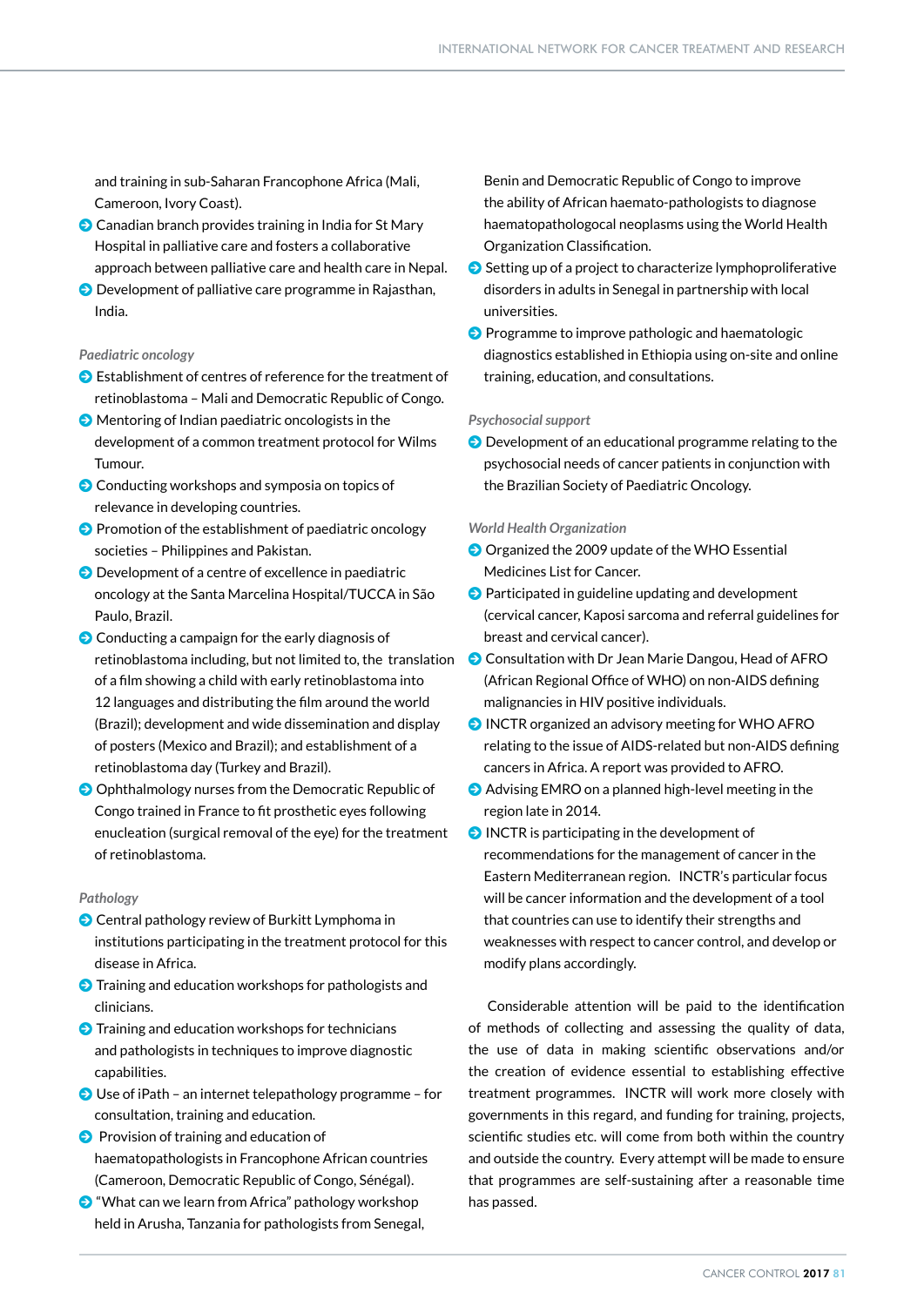and training in sub-Saharan Francophone Africa (Mali, Cameroon, Ivory Coast).

- Canadian branch provides training in India for St Mary Hospital in palliative care and fosters a collaborative approach between palliative care and health care in Nepal.
- Development of palliative care programme in Rajasthan, India.

*Paediatric oncology*

- Establishment of centres of reference for the treatment of retinoblastoma – Mali and Democratic Republic of Congo.
- Mentoring of Indian paediatric oncologists in the development of a common treatment protocol for Wilms Tumour.
- Conducting workshops and symposia on topics of relevance in developing countries.
- Promotion of the establishment of paediatric oncology societies – Philippines and Pakistan.
- Development of a centre of excellence in paediatric oncology at the Santa Marcelina Hospital/TUCCA in São Paulo, Brazil.
- Conducting a campaign for the early diagnosis of retinoblastoma including, but not limited to, the translation of a film showing a child with early retinoblastoma into 12 languages and distributing the film around the world (Brazil); development and wide dissemination and display of posters (Mexico and Brazil); and establishment of a retinoblastoma day (Turkey and Brazil).
- Ophthalmology nurses from the Democratic Republic of Congo trained in France to fit prosthetic eyes following enucleation (surgical removal of the eye) for the treatment of retinoblastoma.

*Pathology*

- Central pathology review of Burkitt Lymphoma in institutions participating in the treatment protocol for this disease in Africa.
- Training and education workshops for pathologists and clinicians.
- Training and education workshops for technicians and pathologists in techniques to improve diagnostic capabilities.
- Use of iPath – an internet telepathology programme – for consultation, training and education.
- Provision of training and education of haematopathologists in Francophone African countries (Cameroon, Democratic Republic of Congo, Sénégal).
- "What can we learn from Africa" pathology workshop held in Arusha, Tanzania for pathologists from Senegal, Benin and Democratic Republic of Congo to improve the ability of African haemato-pathologists to diagnose haematopathologocal neoplasms using the World Health Organization Classification.
- Setting up of a project to characterize lymphoproliferative disorders in adults in Senegal in partnership with local universities.
- Programme to improve pathologic and haematologic diagnostics established in Ethiopia using on-site and online training, education, and consultations.

*Psychosocial support*

- Development of an educational programme relating to the psychosocial needs of cancer patients in conjunction with the Brazilian Society of Paediatric Oncology.

*World Health Organization*

- Organized the 2009 update of the WHO Essential Medicines List for Cancer.
- Participated in guideline updating and development (cervical cancer, Kaposi sarcoma and referral guidelines for breast and cervical cancer).
- Consultation with Dr Jean Marie Dangou, Head of AFRO (African Regional Office of WHO) on non-AIDS defining malignancies in HIV positive individuals.
- INCTR organized an advisory meeting for WHO AFRO relating to the issue of AIDS-related but non-AIDS defining cancers in Africa. A report was provided to AFRO.
- Advising EMRO on a planned high-level meeting in the region late in 2014.
- INCTR is participating in the development of recommendations for the management of cancer in the Eastern Mediterranean region. INCTR's particular focus will be cancer information and the development of a tool that countries can use to identify their strengths and weaknesses with respect to cancer control, and develop or modify plans accordingly.

Considerable attention will be paid to the identification of methods of collecting and assessing the quality of data, the use of data in making scientific observations and/or the creation of evidence essential to establishing effective treatment programmes. INCTR will work more closely with governments in this regard, and funding for training, projects, scientific studies etc. will come from both within the country and outside the country. Every attempt will be made to ensure that programmes are self-sustaining after a reasonable time has passed.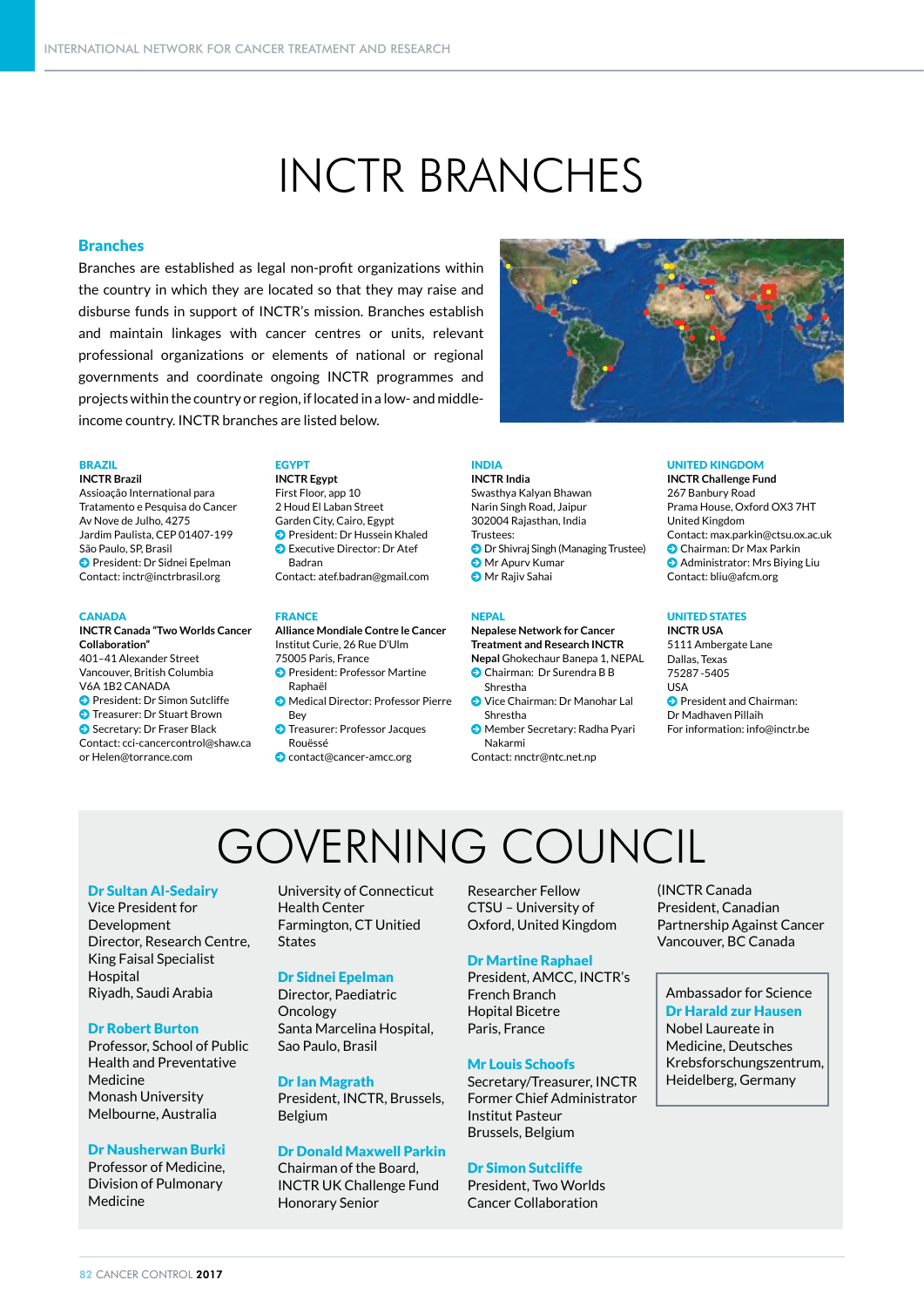# INCTR BRANCHES

## Branches

Branches are established as legal non-profit organizations within the country in which they are located so that they may raise and disburse funds in support of INCTR's mission. Branches establish and maintain linkages with cancer centres or units, relevant professional organizations or elements of national or regional governments and coordinate ongoing INCTR programmes and projects within the country or region, if located in a low- and middle-income country. INCTR branches are listed below.

### BRAZIL

**INCTR Brazil**
Assioação International para Tratamento e Pesquisa do Cancer
Av Nove de Julho, 4275
Jardim Paulista, CEP 01407-199
São Paulo, SP, Brasil
- President: Dr Sidnei Epelman

Contact: inctr@inctrbrasil.org

### EGYPT

**INCTR Egypt**
First Floor, app 10
2 Houd El Laban Street
Garden City, Cairo, Egypt
- President: Dr Hussein Khaled
- Executive Director: Dr Atef Badran

Contact: atef.badran@gmail.com

### INDIA

**INCTR India**
Swasthya Kalyan Bhawan
Narin Singh Road, Jaipur
302004 Rajasthan, India
Trustees:
- Dr Shivraj Singh (Managing Trustee)
- Mr Apurv Kumar
- Mr Rajiv Sahai

### UNITED KINGDOM

**INCTR Challenge Fund**
267 Banbury Road
Prama House, Oxford OX3 7HT
United Kingdom
Contact: max.parkin@ctsu.ox.ac.uk
- Chairman: Dr Max Parkin
- Administrator: Mrs Biying Liu

Contact: bliu@afcm.org

### CANADA

**INCTR Canada "Two Worlds Cancer Collaboration"**
401-41 Alexander Street
Vancouver, British Columbia
V6A 1B2 CANADA
- President: Dr Simon Sutcliffe
- Treasurer: Dr Stuart Brown
- Secretary: Dr Fraser Black

Contact: cci-cancercontrol@shaw.ca or Helen@torrance.com

### FRANCE

**Alliance Mondiale Contre le Cancer**
Institut Curie, 26 Rue D'Ulm
75005 Paris, France
- President: Professor Martine Raphaël
- Medical Director: Professor Pierre Bey
- Treasurer: Professor Jacques Rouëssé
- contact@cancer-amcc.org

### NEPAL

**Nepalese Network for Cancer Treatment and Research INCTR Nepal** Ghokechaur Banepa 1, NEPAL
- Chairman: Dr Surendra B B Shrestha
- Vice Chairman: Dr Manohar Lal Shrestha
- Member Secretary: Radha Pyari Nakarmi

Contact: nnctr@ntc.net.np

### UNITED STATES

**INCTR USA**
5111 Ambergate Lane
Dallas, Texas
75287-5405
USA
- President and Chairman: Dr Madhaven Pillaih

For information: info@inctr.be

# GOVERNING COUNCIL

**Dr Sultan Al-Sedairy**
Vice President for Development
Director, Research Centre, King Faisal Specialist Hospital
Riyadh, Saudi Arabia

**Dr Robert Burton**
Professor, School of Public Health and Preventative Medicine
Monash University
Melbourne, Australia

**Dr Nausherwan Burki**
Professor of Medicine, Division of Pulmonary Medicine
University of Connecticut Health Center
Farmington, CT Unitied States

**Dr Sidnei Epelman**
Director, Paediatric Oncology
Santa Marcelina Hospital, Sao Paulo, Brasil

**Dr Ian Magrath**
President, INCTR, Brussels, Belgium

**Dr Donald Maxwell Parkin**
Chairman of the Board, INCTR UK Challenge Fund
Honorary Senior Researcher Fellow
CTSU – University of Oxford, United Kingdom

**Dr Martine Raphael**
President, AMCC, INCTR's French Branch
Hopital Bicetre
Paris, France

**Mr Louis Schoofs**
Secretary/Treasurer, INCTR
Former Chief Administrator Institut Pasteur
Brussels, Belgium

**Dr Simon Sutcliffe**
President, Two Worlds Cancer Collaboration
(INCTR Canada
President, Canadian Partnership Against Cancer
Vancouver, BC Canada

Ambassador for Science
**Dr Harald zur Hausen**
Nobel Laureate in Medicine, Deutsches Krebsforschungszentrum, Heidelberg, Germany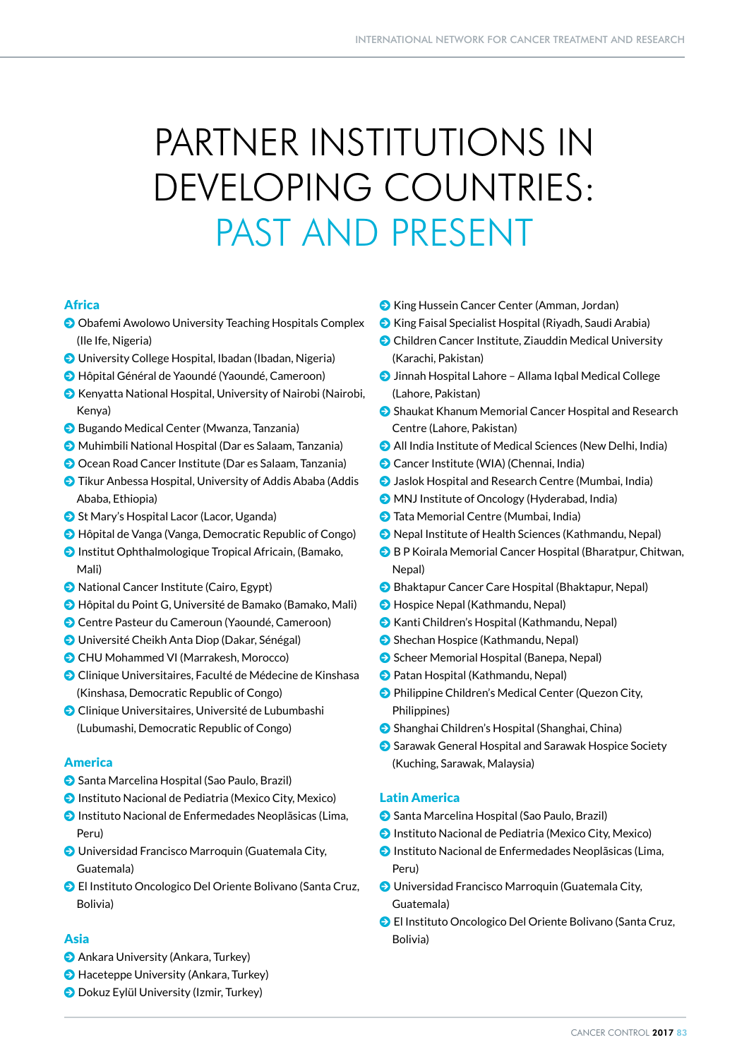# PARTNER INSTITUTIONS IN DEVELOPING COUNTRIES: PAST AND PRESENT

## Africa

- Obafemi Awolowo University Teaching Hospitals Complex (Ile Ife, Nigeria)
- University College Hospital, Ibadan (Ibadan, Nigeria)
- Hôpital Général de Yaoundé (Yaoundé, Cameroon)
- Kenyatta National Hospital, University of Nairobi (Nairobi, Kenya)
- Bugando Medical Center (Mwanza, Tanzania)
- Muhimbili National Hospital (Dar es Salaam, Tanzania)
- Ocean Road Cancer Institute (Dar es Salaam, Tanzania)
- Tikur Anbessa Hospital, University of Addis Ababa (Addis Ababa, Ethiopia)
- St Mary's Hospital Lacor (Lacor, Uganda)
- Hôpital de Vanga (Vanga, Democratic Republic of Congo)
- Institut Ophthalmologique Tropical Africain, (Bamako, Mali)
- National Cancer Institute (Cairo, Egypt)
- Hôpital du Point G, Université de Bamako (Bamako, Mali)
- Centre Pasteur du Cameroun (Yaoundé, Cameroon)
- Université Cheikh Anta Diop (Dakar, Sénégal)
- CHU Mohammed VI (Marrakesh, Morocco)
- Clinique Universitaires, Faculté de Médecine de Kinshasa (Kinshasa, Democratic Republic of Congo)
- Clinique Universitaires, Université de Lubumbashi (Lubumashi, Democratic Republic of Congo)

## America

- Santa Marcelina Hospital (Sao Paulo, Brazil)
- Instituto Nacional de Pediatria (Mexico City, Mexico)
- Instituto Nacional de Enfermedades Neoplãsicas (Lima, Peru)
- Universidad Francisco Marroquin (Guatemala City, Guatemala)
- El Instituto Oncologico Del Oriente Bolivano (Santa Cruz, Bolivia)

## Asia

- Ankara University (Ankara, Turkey)
- Haceteppe University (Ankara, Turkey)
- Dokuz Eylül University (Izmir, Turkey)
- King Hussein Cancer Center (Amman, Jordan)
- King Faisal Specialist Hospital (Riyadh, Saudi Arabia)
- Children Cancer Institute, Ziauddin Medical University (Karachi, Pakistan)
- Jinnah Hospital Lahore – Allama Iqbal Medical College (Lahore, Pakistan)
- Shaukat Khanum Memorial Cancer Hospital and Research Centre (Lahore, Pakistan)
- All India Institute of Medical Sciences (New Delhi, India)
- Cancer Institute (WIA) (Chennai, India)
- Jaslok Hospital and Research Centre (Mumbai, India)
- MNJ Institute of Oncology (Hyderabad, India)
- Tata Memorial Centre (Mumbai, India)
- Nepal Institute of Health Sciences (Kathmandu, Nepal)
- B P Koirala Memorial Cancer Hospital (Bharatpur, Chitwan, Nepal)
- Bhaktapur Cancer Care Hospital (Bhaktapur, Nepal)
- Hospice Nepal (Kathmandu, Nepal)
- Kanti Children's Hospital (Kathmandu, Nepal)
- Shechan Hospice (Kathmandu, Nepal)
- Scheer Memorial Hospital (Banepa, Nepal)
- Patan Hospital (Kathmandu, Nepal)
- Philippine Children's Medical Center (Quezon City, Philippines)
- Shanghai Children's Hospital (Shanghai, China)
- Sarawak General Hospital and Sarawak Hospice Society (Kuching, Sarawak, Malaysia)

## Latin America

- Santa Marcelina Hospital (Sao Paulo, Brazil)
- Instituto Nacional de Pediatria (Mexico City, Mexico)
- Instituto Nacional de Enfermedades Neoplãsicas (Lima, Peru)
- Universidad Francisco Marroquin (Guatemala City, Guatemala)
- El Instituto Oncologico Del Oriente Bolivano (Santa Cruz, Bolivia)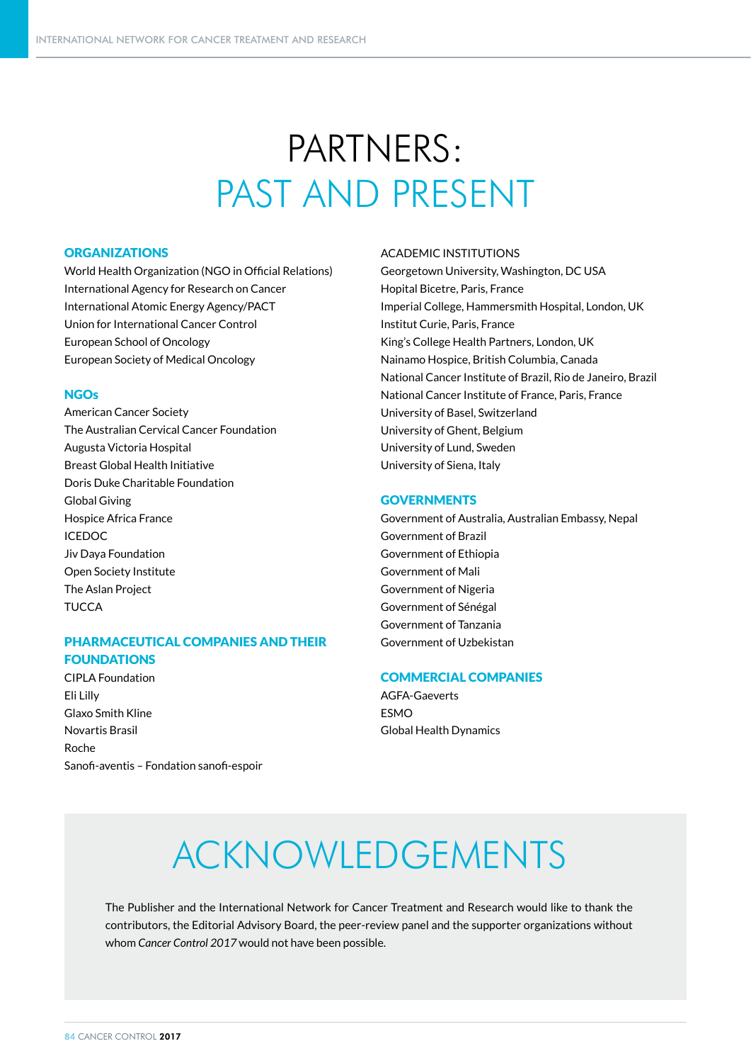# PARTNERS: PAST AND PRESENT

## ORGANIZATIONS

World Health Organization (NGO in Official Relations)
International Agency for Research on Cancer
International Atomic Energy Agency/PACT
Union for International Cancer Control
European School of Oncology
European Society of Medical Oncology

## NGOs

American Cancer Society
The Australian Cervical Cancer Foundation
Augusta Victoria Hospital
Breast Global Health Initiative
Doris Duke Charitable Foundation
Global Giving
Hospice Africa France
ICEDOC
Jiv Daya Foundation
Open Society Institute
The Aslan Project
TUCCA

## PHARMACEUTICAL COMPANIES AND THEIR FOUNDATIONS

CIPLA Foundation
Eli Lilly
Glaxo Smith Kline
Novartis Brasil
Roche
Sanofi-aventis – Fondation sanofi-espoir

## ACADEMIC INSTITUTIONS

Georgetown University, Washington, DC USA
Hopital Bicetre, Paris, France
Imperial College, Hammersmith Hospital, London, UK
Institut Curie, Paris, France
King's College Health Partners, London, UK
Nainamo Hospice, British Columbia, Canada
National Cancer Institute of Brazil, Rio de Janeiro, Brazil
National Cancer Institute of France, Paris, France
University of Basel, Switzerland
University of Ghent, Belgium
University of Lund, Sweden
University of Siena, Italy

## GOVERNMENTS

Government of Australia, Australian Embassy, Nepal
Government of Brazil
Government of Ethiopia
Government of Mali
Government of Nigeria
Government of Sénégal
Government of Tanzania
Government of Uzbekistan

## COMMERCIAL COMPANIES

AGFA-Gaeverts
ESMO
Global Health Dynamics

# ACKNOWLEDGEMENTS

The Publisher and the International Network for Cancer Treatment and Research would like to thank the contributors, the Editorial Advisory Board, the peer-review panel and the supporter organizations without whom *Cancer Control 2017* would not have been possible.